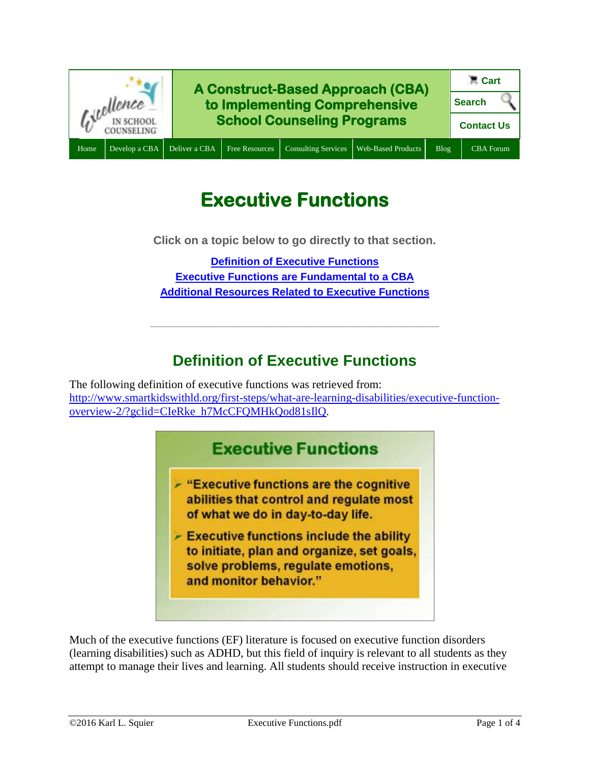Excellence IN SCHOOL COUNSELING

**A Construct-Based Approach (CBA) to Implementing Comprehensive School Counseling Programs**

Cart | Search | Contact Us

Home | Develop a CBA | Deliver a CBA | Free Resources | Consulting Services | Web-Based Products | Blog | CBA Forum

# Executive Functions

**Click on a topic below to go directly to that section.**

[Definition of Executive Functions](#)
[Executive Functions are Fundamental to a CBA](#)
[Additional Resources Related to Executive Functions](#)

---

## Definition of Executive Functions

The following definition of executive functions was retrieved from: [http://www.smartkidswithld.org/first-steps/what-are-learning-disabilities/executive-function-overview-2/?gclid=CIeRke_h7McCFQMHkQod81sIlQ](http://www.smartkidswithld.org/first-steps/what-are-learning-disabilities/executive-function-overview-2/?gclid=CIeRke_h7McCFQMHkQod81sIlQ).

**Executive Functions**

- "Executive functions are the cognitive abilities that control and regulate most of what we do in day-to-day life.
- Executive functions include the ability to initiate, plan and organize, set goals, solve problems, regulate emotions, and monitor behavior."

Much of the executive functions (EF) literature is focused on executive function disorders (learning disabilities) such as ADHD, but this field of inquiry is relevant to all students as they attempt to manage their lives and learning. All students should receive instruction in executive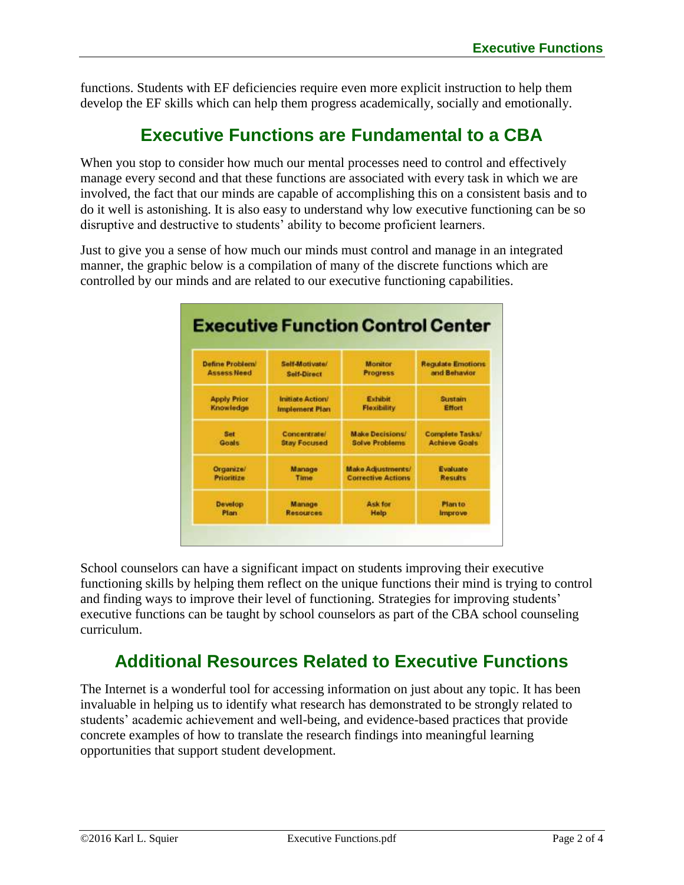functions. Students with EF deficiencies require even more explicit instruction to help them develop the EF skills which can help them progress academically, socially and emotionally.

## Executive Functions are Fundamental to a CBA

When you stop to consider how much our mental processes need to control and effectively manage every second and that these functions are associated with every task in which we are involved, the fact that our minds are capable of accomplishing this on a consistent basis and to do it well is astonishing. It is also easy to understand why low executive functioning can be so disruptive and destructive to students' ability to become proficient learners.

Just to give you a sense of how much our minds must control and manage in an integrated manner, the graphic below is a compilation of many of the discrete functions which are controlled by our minds and are related to our executive functioning capabilities.

**Executive Function Control Center**

| | | | |
|---|---|---|---|
| Define Problem/ Assess Need | Self-Motivate/ Self-Direct | Monitor Progress | Regulate Emotions and Behavior |
| Apply Prior Knowledge | Initiate Action/ Implement Plan | Exhibit Flexibility | Sustain Effort |
| Set Goals | Concentrate/ Stay Focused | Make Decisions/ Solve Problems | Complete Tasks/ Achieve Goals |
| Organize/ Prioritize | Manage Time | Make Adjustments/ Corrective Actions | Evaluate Results |
| Develop Plan | Manage Resources | Ask for Help | Plan to Improve |

School counselors can have a significant impact on students improving their executive functioning skills by helping them reflect on the unique functions their mind is trying to control and finding ways to improve their level of functioning. Strategies for improving students' executive functions can be taught by school counselors as part of the CBA school counseling curriculum.

## Additional Resources Related to Executive Functions

The Internet is a wonderful tool for accessing information on just about any topic. It has been invaluable in helping us to identify what research has demonstrated to be strongly related to students' academic achievement and well-being, and evidence-based practices that provide concrete examples of how to translate the research findings into meaningful learning opportunities that support student development.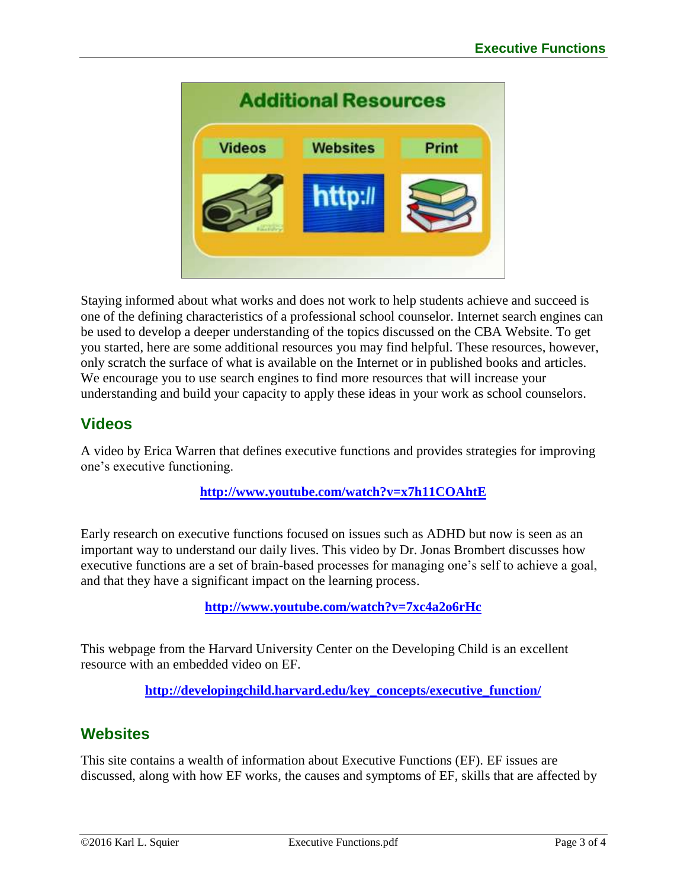Staying informed about what works and does not work to help students achieve and succeed is one of the defining characteristics of a professional school counselor. Internet search engines can be used to develop a deeper understanding of the topics discussed on the CBA Website. To get you started, here are some additional resources you may find helpful. These resources, however, only scratch the surface of what is available on the Internet or in published books and articles. We encourage you to use search engines to find more resources that will increase your understanding and build your capacity to apply these ideas in your work as school counselors.

## Videos

A video by Erica Warren that defines executive functions and provides strategies for improving one's executive functioning.

**http://www.youtube.com/watch?v=x7h11COAhtE**

Early research on executive functions focused on issues such as ADHD but now is seen as an important way to understand our daily lives. This video by Dr. Jonas Brombert discusses how executive functions are a set of brain-based processes for managing one's self to achieve a goal, and that they have a significant impact on the learning process.

**http://www.youtube.com/watch?v=7xc4a2o6rHc**

This webpage from the Harvard University Center on the Developing Child is an excellent resource with an embedded video on EF.

**http://developingchild.harvard.edu/key_concepts/executive_function/**

## Websites

This site contains a wealth of information about Executive Functions (EF). EF issues are discussed, along with how EF works, the causes and symptoms of EF, skills that are affected by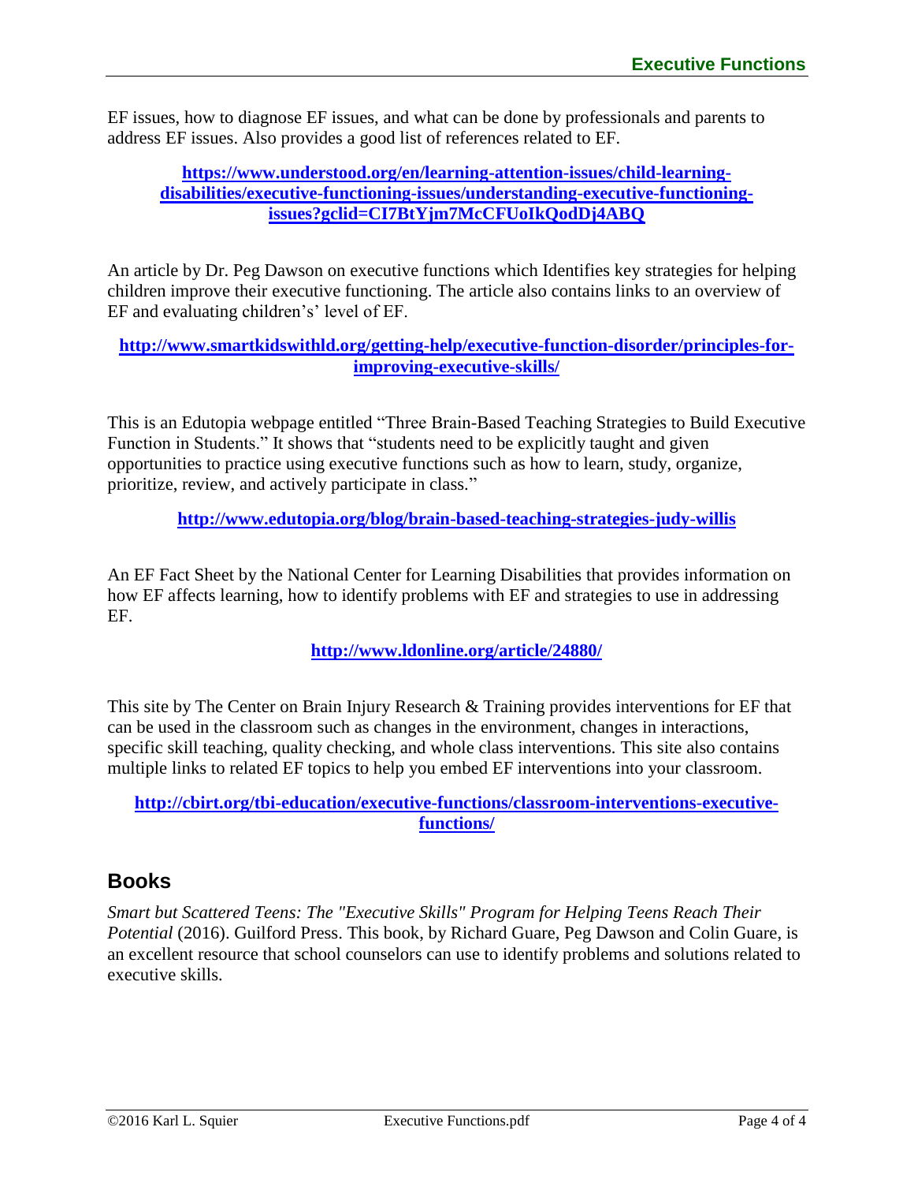EF issues, how to diagnose EF issues, and what can be done by professionals and parents to address EF issues. Also provides a good list of references related to EF.

**https://www.understood.org/en/learning-attention-issues/child-learning-disabilities/executive-functioning-issues/understanding-executive-functioning-issues?gclid=CI7BtYjm7McCFUoIkQodDj4ABQ**

An article by Dr. Peg Dawson on executive functions which Identifies key strategies for helping children improve their executive functioning. The article also contains links to an overview of EF and evaluating children's' level of EF.

**http://www.smartkidswithld.org/getting-help/executive-function-disorder/principles-for-improving-executive-skills/**

This is an Edutopia webpage entitled "Three Brain-Based Teaching Strategies to Build Executive Function in Students." It shows that "students need to be explicitly taught and given opportunities to practice using executive functions such as how to learn, study, organize, prioritize, review, and actively participate in class."

**http://www.edutopia.org/blog/brain-based-teaching-strategies-judy-willis**

An EF Fact Sheet by the National Center for Learning Disabilities that provides information on how EF affects learning, how to identify problems with EF and strategies to use in addressing EF.

**http://www.ldonline.org/article/24880/**

This site by The Center on Brain Injury Research & Training provides interventions for EF that can be used in the classroom such as changes in the environment, changes in interactions, specific skill teaching, quality checking, and whole class interventions. This site also contains multiple links to related EF topics to help you embed EF interventions into your classroom.

**http://cbirt.org/tbi-education/executive-functions/classroom-interventions-executive-functions/**

## Books

*Smart but Scattered Teens: The "Executive Skills" Program for Helping Teens Reach Their Potential* (2016). Guilford Press. This book, by Richard Guare, Peg Dawson and Colin Guare, is an excellent resource that school counselors can use to identify problems and solutions related to executive skills.